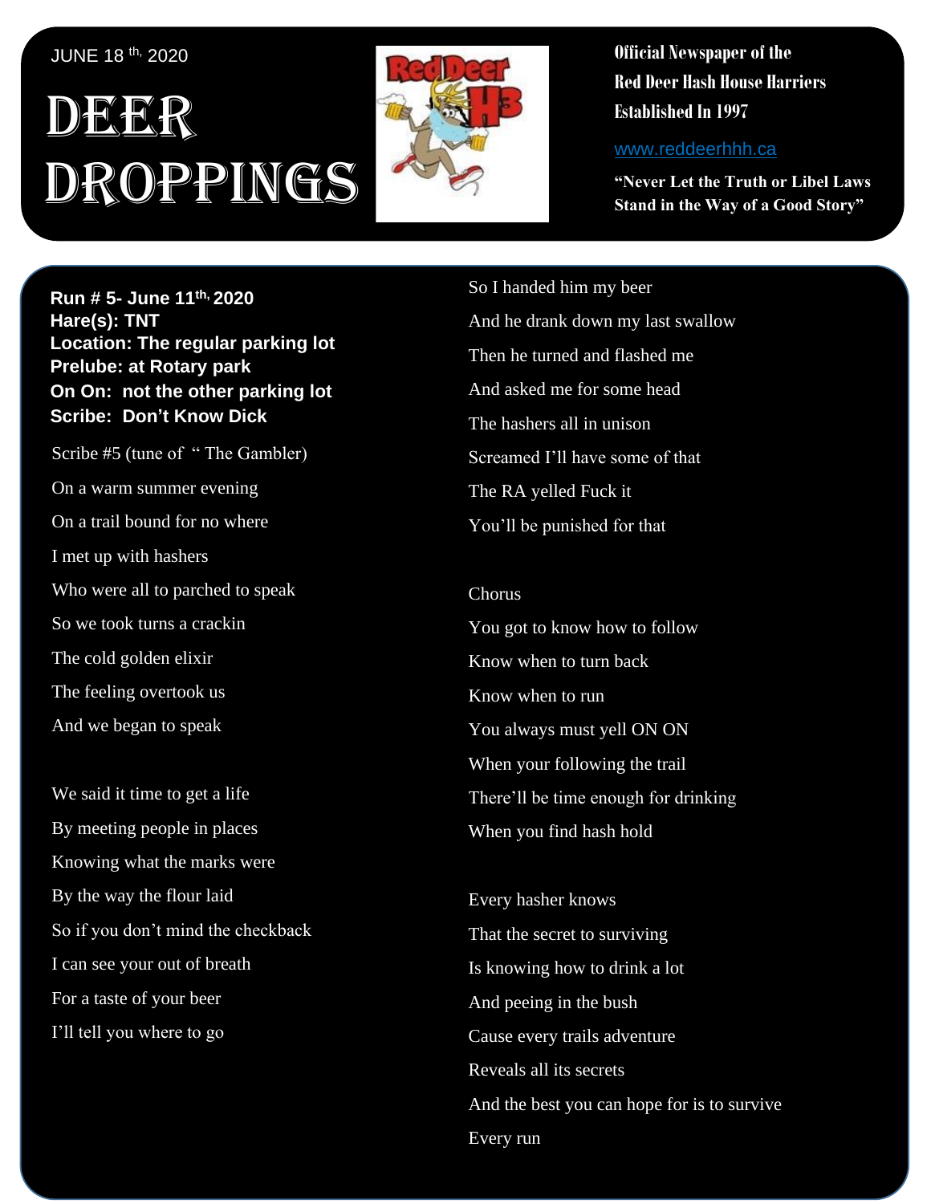JUNE 18 th, 2020

# DEER DROPPINGS

**Official Newspaper of the Red Deer Hash House Harriers Established In 1997**

www.reddeerhhh.ca

**"Never Let the Truth or Libel Laws Stand in the Way of a Good Story"**

**Run # 5- June 11th, 2020**
**Hare(s): TNT**
**Location: The regular parking lot**
**Prelube: at Rotary park**
**On On: not the other parking lot**
**Scribe: Don't Know Dick**

Scribe #5 (tune of " The Gambler)

On a warm summer evening
On a trail bound for no where
I met up with hashers
Who were all to parched to speak
So we took turns a crackin
The cold golden elixir
The feeling overtook us
And we began to speak

We said it time to get a life
By meeting people in places
Knowing what the marks were
By the way the flour laid
So if you don't mind the checkback
I can see your out of breath
For a taste of your beer
I'll tell you where to go

So I handed him my beer
And he drank down my last swallow
Then he turned and flashed me
And asked me for some head
The hashers all in unison
Screamed I'll have some of that
The RA yelled Fuck it
You'll be punished for that

Chorus
You got to know how to follow
Know when to turn back
Know when to run
You always must yell ON ON
When your following the trail
There'll be time enough for drinking
When you find hash hold

Every hasher knows
That the secret to surviving
Is knowing how to drink a lot
And peeing in the bush
Cause every trails adventure
Reveals all its secrets
And the best you can hope for is to survive
Every run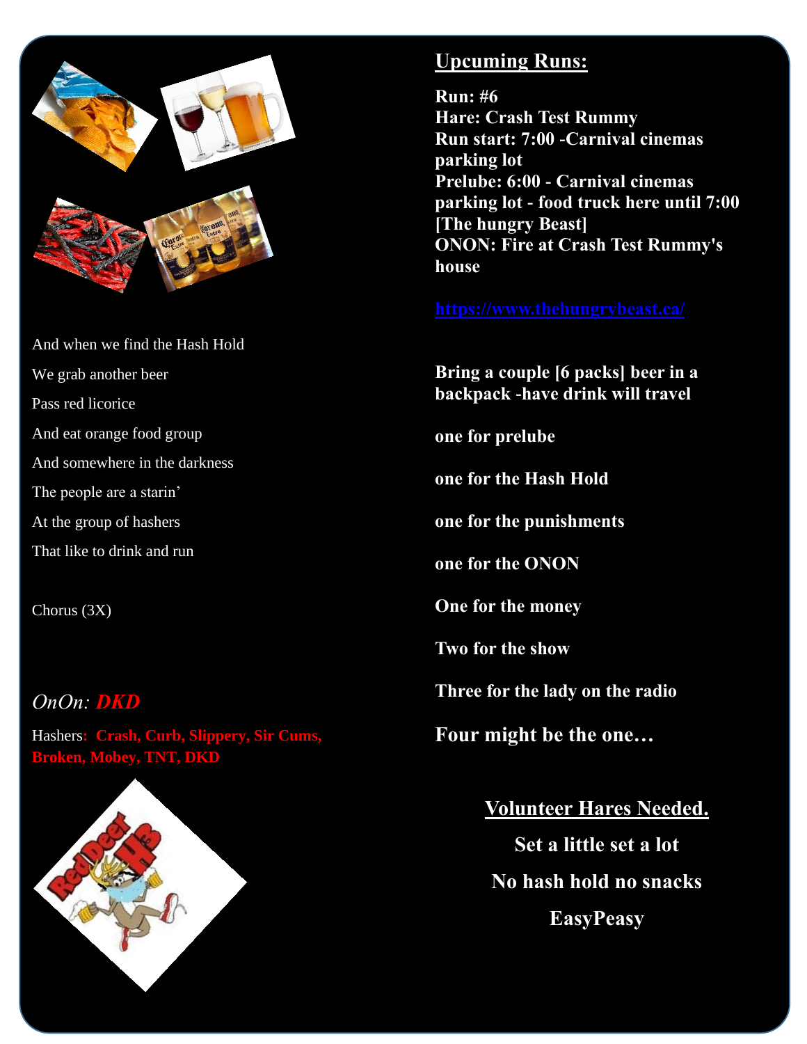And when we find the Hash Hold

We grab another beer

Pass red licorice

And eat orange food group

And somewhere in the darkness

The people are a starin'

At the group of hashers

That like to drink and run

Chorus (3X)

*OnOn:* ***DKD***

Hashers: **Crash, Curb, Slippery, Sir Cums, Broken, Mobey, TNT, DKD**

## Upcuming Runs:

**Run: #6**
**Hare: Crash Test Rummy**
**Run start: 7:00 -Carnival cinemas parking lot**
**Prelube: 6:00 - Carnival cinemas parking lot - food truck here until 7:00 [The hungry Beast]**
**ONON: Fire at Crash Test Rummy's house**

**https://www.thehungrybeast.ca/**

**Bring a couple [6 packs] beer in a backpack -have drink will travel**

**one for prelube**

**one for the Hash Hold**

**one for the punishments**

**one for the ONON**

**One for the money**

**Two for the show**

**Three for the lady on the radio**

**Four might be the one…**

**Volunteer Hares Needed.**

**Set a little set a lot**

**No hash hold no snacks**

**EasyPeasy**